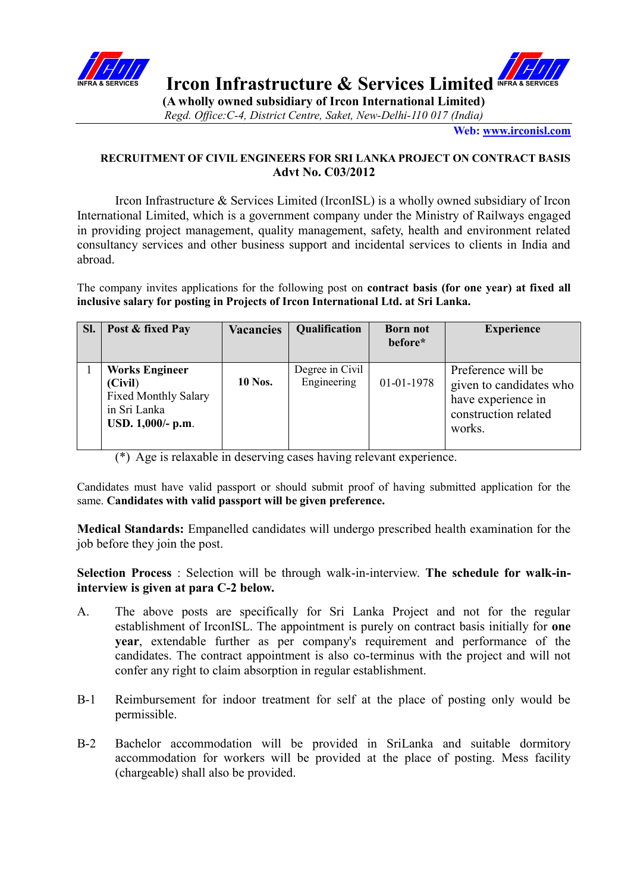# Ircon Infrastructure & Services Limited

**(A wholly owned subsidiary of Ircon International Limited)**

*Regd. Office:C-4, District Centre, Saket, New-Delhi-110 017 (India)*

**Web: www.irconisl.com**

## RECRUITMENT OF CIVIL ENGINEERS FOR SRI LANKA PROJECT ON CONTRACT BASIS

**Advt No. C03/2012**

Ircon Infrastructure & Services Limited (IrconISL) is a wholly owned subsidiary of Ircon International Limited, which is a government company under the Ministry of Railways engaged in providing project management, quality management, safety, health and environment related consultancy services and other business support and incidental services to clients in India and abroad.

The company invites applications for the following post on **contract basis (for one year) at fixed all inclusive salary for posting in Projects of Ircon International Ltd. at Sri Lanka.**

| Sl. | Post & fixed Pay | Vacancies | Qualification | Born not before* | Experience |
|---|---|---|---|---|---|
| 1 | **Works Engineer (Civil)** Fixed Monthly Salary in Sri Lanka **USD. 1,000/- p.m.** | **10 Nos.** | Degree in Civil Engineering | 01-01-1978 | Preference will be given to candidates who have experience in construction related works. |

(*) Age is relaxable in deserving cases having relevant experience.

Candidates must have valid passport or should submit proof of having submitted application for the same. **Candidates with valid passport will be given preference.**

**Medical Standards:** Empanelled candidates will undergo prescribed health examination for the job before they join the post.

**Selection Process** : Selection will be through walk-in-interview. **The schedule for walk-in-interview is given at para C-2 below.**

A. The above posts are specifically for Sri Lanka Project and not for the regular establishment of IrconISL. The appointment is purely on contract basis initially for **one year**, extendable further as per company's requirement and performance of the candidates. The contract appointment is also co-terminus with the project and will not confer any right to claim absorption in regular establishment.

B-1 Reimbursement for indoor treatment for self at the place of posting only would be permissible.

B-2 Bachelor accommodation will be provided in SriLanka and suitable dormitory accommodation for workers will be provided at the place of posting. Mess facility (chargeable) shall also be provided.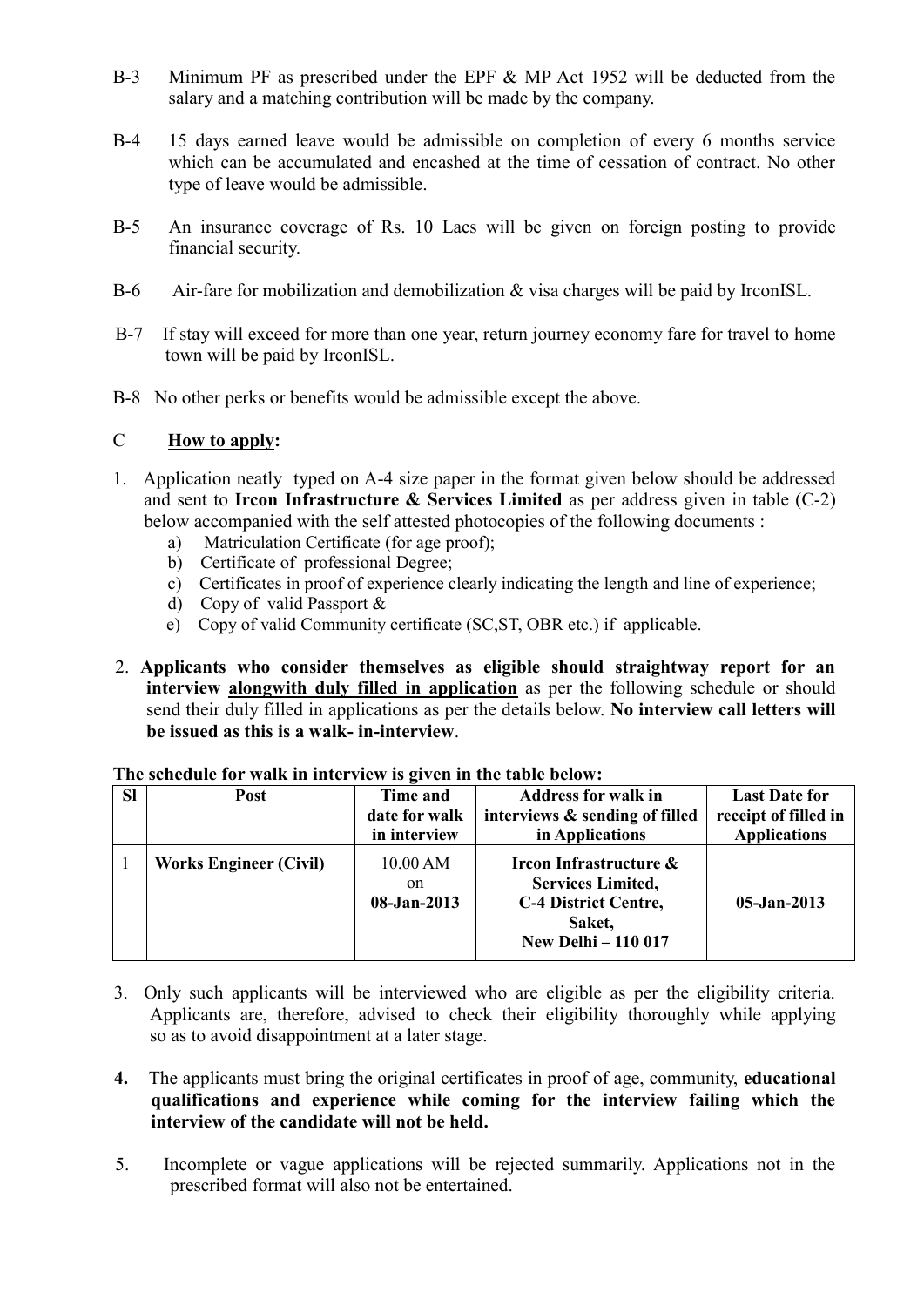B-3 Minimum PF as prescribed under the EPF & MP Act 1952 will be deducted from the salary and a matching contribution will be made by the company.

B-4 15 days earned leave would be admissible on completion of every 6 months service which can be accumulated and encashed at the time of cessation of contract. No other type of leave would be admissible.

B-5 An insurance coverage of Rs. 10 Lacs will be given on foreign posting to provide financial security.

B-6 Air-fare for mobilization and demobilization & visa charges will be paid by IrconISL.

B-7 If stay will exceed for more than one year, return journey economy fare for travel to home town will be paid by IrconISL.

B-8 No other perks or benefits would be admissible except the above.

## C **How to apply:**

1. Application neatly typed on A-4 size paper in the format given below should be addressed and sent to **Ircon Infrastructure & Services Limited** as per address given in table (C-2) below accompanied with the self attested photocopies of the following documents :
   a) Matriculation Certificate (for age proof);
   b) Certificate of professional Degree;
   c) Certificates in proof of experience clearly indicating the length and line of experience;
   d) Copy of valid Passport &
   e) Copy of valid Community certificate (SC,ST, OBR etc.) if applicable.

2. **Applicants who consider themselves as eligible should straightway report for an interview alongwith duly filled in application** as per the following schedule or should send their duly filled in applications as per the details below. **No interview call letters will be issued as this is a walk- in-interview**.

**The schedule for walk in interview is given in the table below:**

| Sl | Post | Time and date for walk in interview | Address for walk in interviews & sending of filled in Applications | Last Date for receipt of filled in Applications |
|---|---|---|---|---|
| 1 | **Works Engineer (Civil)** | 10.00 AM on **08-Jan-2013** | **Ircon Infrastructure & Services Limited, C-4 District Centre, Saket, New Delhi – 110 017** | **05-Jan-2013** |

3. Only such applicants will be interviewed who are eligible as per the eligibility criteria. Applicants are, therefore, advised to check their eligibility thoroughly while applying so as to avoid disappointment at a later stage.

4. The applicants must bring the original certificates in proof of age, community, **educational qualifications and experience while coming for the interview failing which the interview of the candidate will not be held.**

5. Incomplete or vague applications will be rejected summarily. Applications not in the prescribed format will also not be entertained.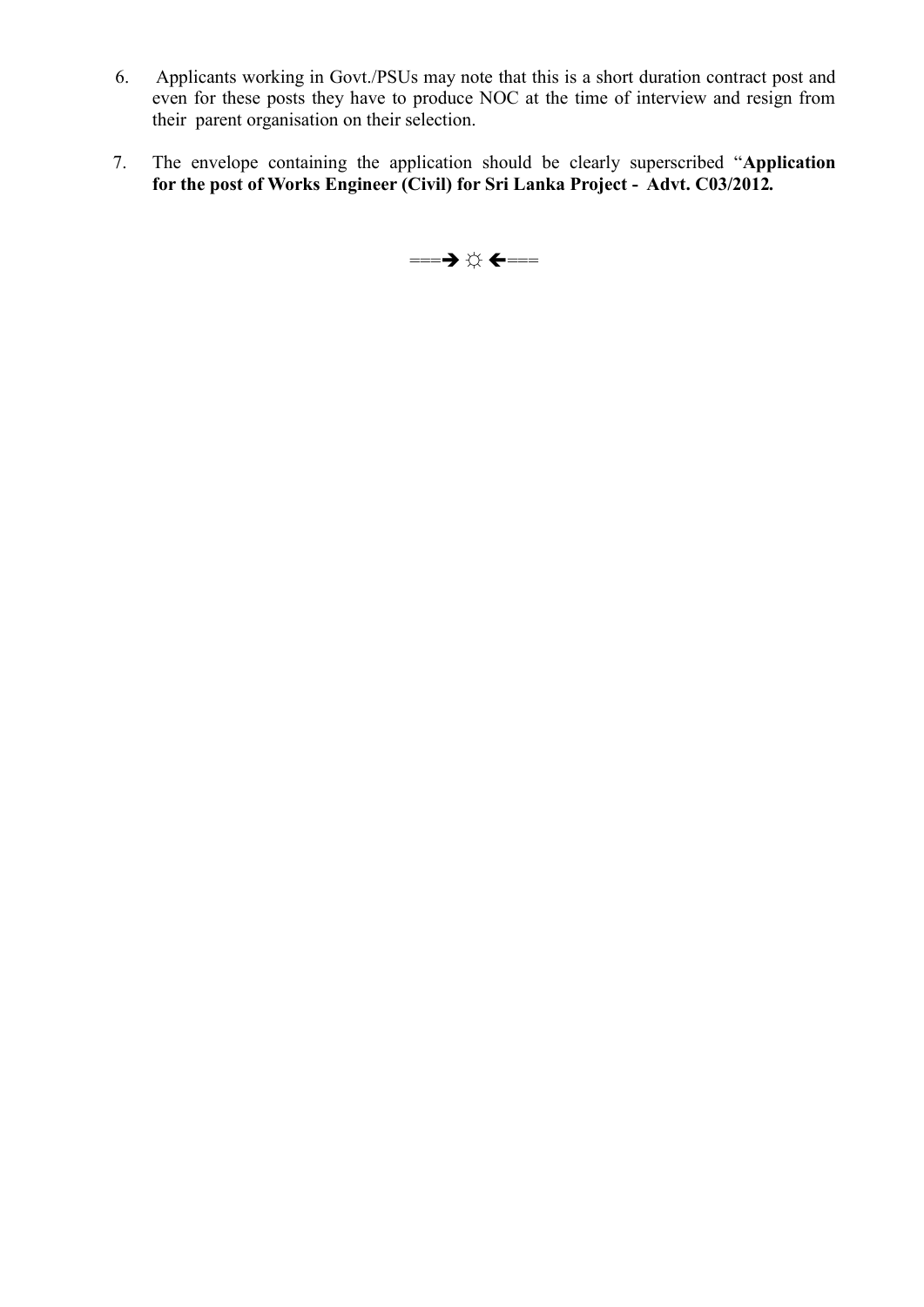6. Applicants working in Govt./PSUs may note that this is a short duration contract post and even for these posts they have to produce NOC at the time of interview and resign from their parent organisation on their selection.

7. The envelope containing the application should be clearly superscribed "**Application for the post of Works Engineer (Civil) for Sri Lanka Project - Advt. C03/2012.**

===➔ ☼ ➔===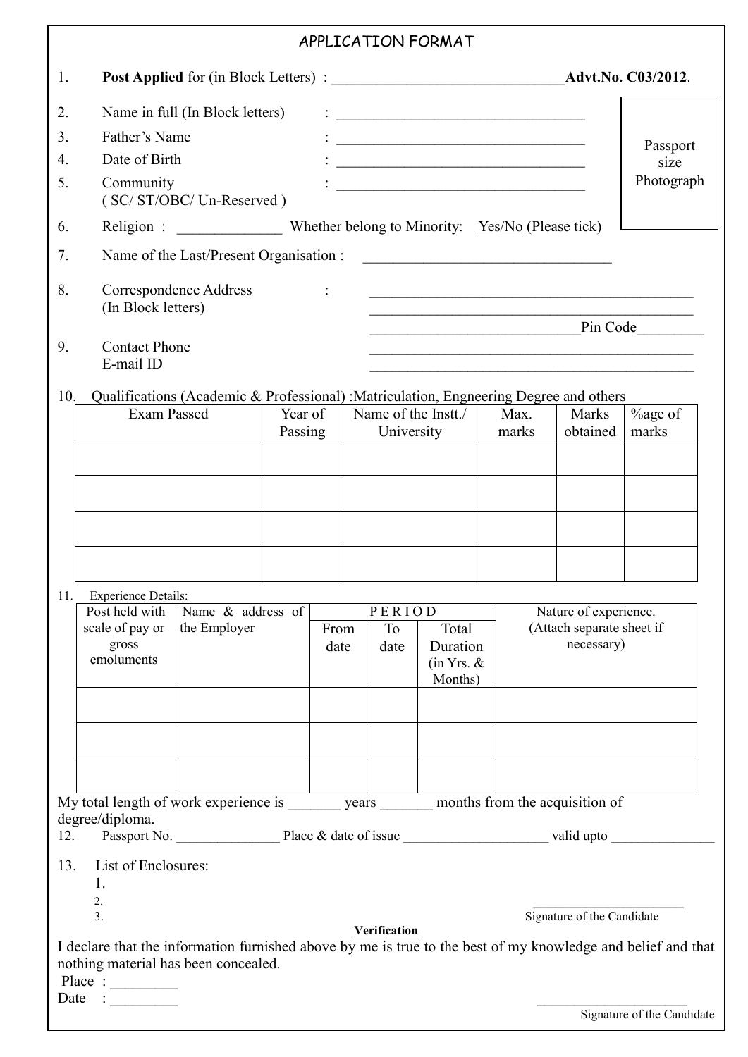# APPLICATION FORMAT

1. **Post Applied** for (in Block Letters) : _______________________________ **Advt.No. C03/2012**.

2. Name in full (In Block letters) : _________________________________

3. Father's Name : _________________________________

4. Date of Birth : _________________________________

5. Community : _________________________________
   ( SC/ ST/OBC/ Un-Reserved )

Passport size Photograph

6. Religion : _____________ Whether belong to Minority: Yes/No (Please tick)

7. Name of the Last/Present Organisation : _________________________________

8. Correspondence Address : _____________________________________________
   (In Block letters) _____________________________________________
   ____________________________ Pin Code _________

9. Contact Phone _____________________________________________
   E-mail ID _____________________________________________

10. Qualifications (Academic & Professional) :Matriculation, Engineering Degree and others

| Exam Passed | Year of Passing | Name of the Instt./ University | Max. marks | Marks obtained | %age of marks |
|---|---|---|---|---|---|
| | | | | | |
| | | | | | |
| | | | | | |
| | | | | | |

11. Experience Details:

| Post held with scale of pay or gross emoluments | Name & address of the Employer | PERIOD | | | Nature of experience. (Attach separate sheet if necessary) |
|---|---|---|---|---|---|
| | | From date | To date | Total Duration (in Yrs. & Months) | |
| | | | | | |
| | | | | | |
| | | | | | |

My total length of work experience is _______ years _______ months from the acquisition of degree/diploma.

12. Passport No. _______________ Place & date of issue ____________________ valid upto _______________

13. List of Enclosures:
    1.
    2.
    3.

______________________
Signature of the Candidate

**Verification**

I declare that the information furnished above by me is true to the best of my knowledge and belief and that nothing material has been concealed.

Place : _________
Date : _________

______________________
Signature of the Candidate